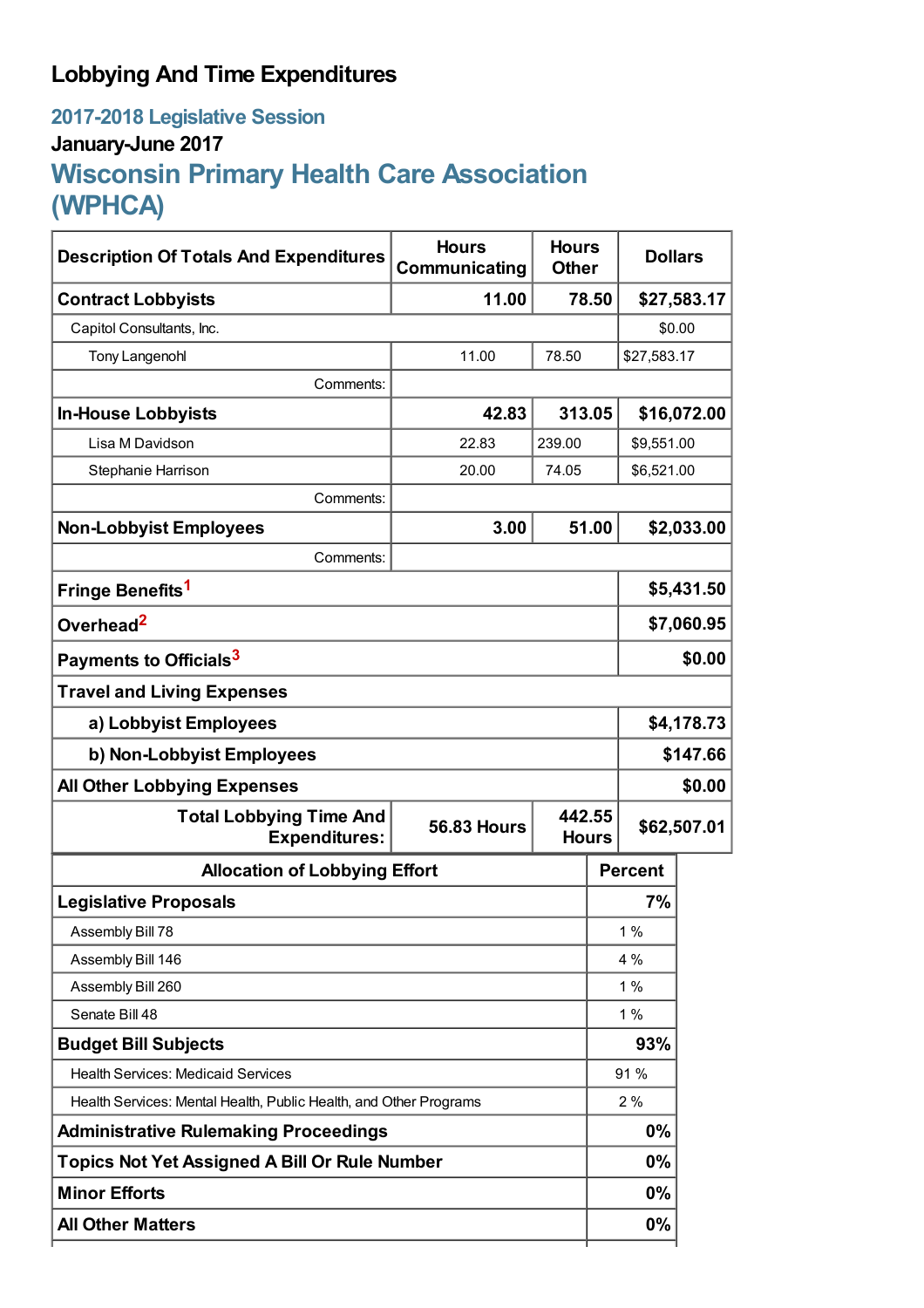# Lobbying And Time Expenditures

## 2017-2018 Legislative Session

### January-June 2017

## Wisconsin Primary Health Care Association (WPHCA)

| Description Of Totals And Expenditures | Hours Communicating | Hours Other | Dollars |
|---|---|---|---|
| **Contract Lobbyists** | **11.00** | **78.50** | **$27,583.17** |
| Capitol Consultants, Inc. | | | $0.00 |
| Tony Langenohl | 11.00 | 78.50 | $27,583.17 |
| Comments: | | | |
| **In-House Lobbyists** | **42.83** | **313.05** | **$16,072.00** |
| Lisa M Davidson | 22.83 | 239.00 | $9,551.00 |
| Stephanie Harrison | 20.00 | 74.05 | $6,521.00 |
| Comments: | | | |
| **Non-Lobbyist Employees** | **3.00** | **51.00** | **$2,033.00** |
| Comments: | | | |
| **Fringe Benefits**[1] | | | **$5,431.50** |
| **Overhead**[2] | | | **$7,060.95** |
| **Payments to Officials**[3] | | | **$0.00** |
| **Travel and Living Expenses** | | | |
| **a) Lobbyist Employees** | | | **$4,178.73** |
| **b) Non-Lobbyist Employees** | | | **$147.66** |
| **All Other Lobbying Expenses** | | | **$0.00** |
| **Total Lobbying Time And Expenditures:** | **56.83 Hours** | **442.55 Hours** | **$62,507.01** |

| Allocation of Lobbying Effort | Percent |
|---|---|
| **Legislative Proposals** | **7%** |
| Assembly Bill 78 | 1 % |
| Assembly Bill 146 | 4 % |
| Assembly Bill 260 | 1 % |
| Senate Bill 48 | 1 % |
| **Budget Bill Subjects** | **93%** |
| Health Services: Medicaid Services | 91 % |
| Health Services: Mental Health, Public Health, and Other Programs | 2 % |
| **Administrative Rulemaking Proceedings** | **0%** |
| **Topics Not Yet Assigned A Bill Or Rule Number** | **0%** |
| **Minor Efforts** | **0%** |
| **All Other Matters** | **0%** |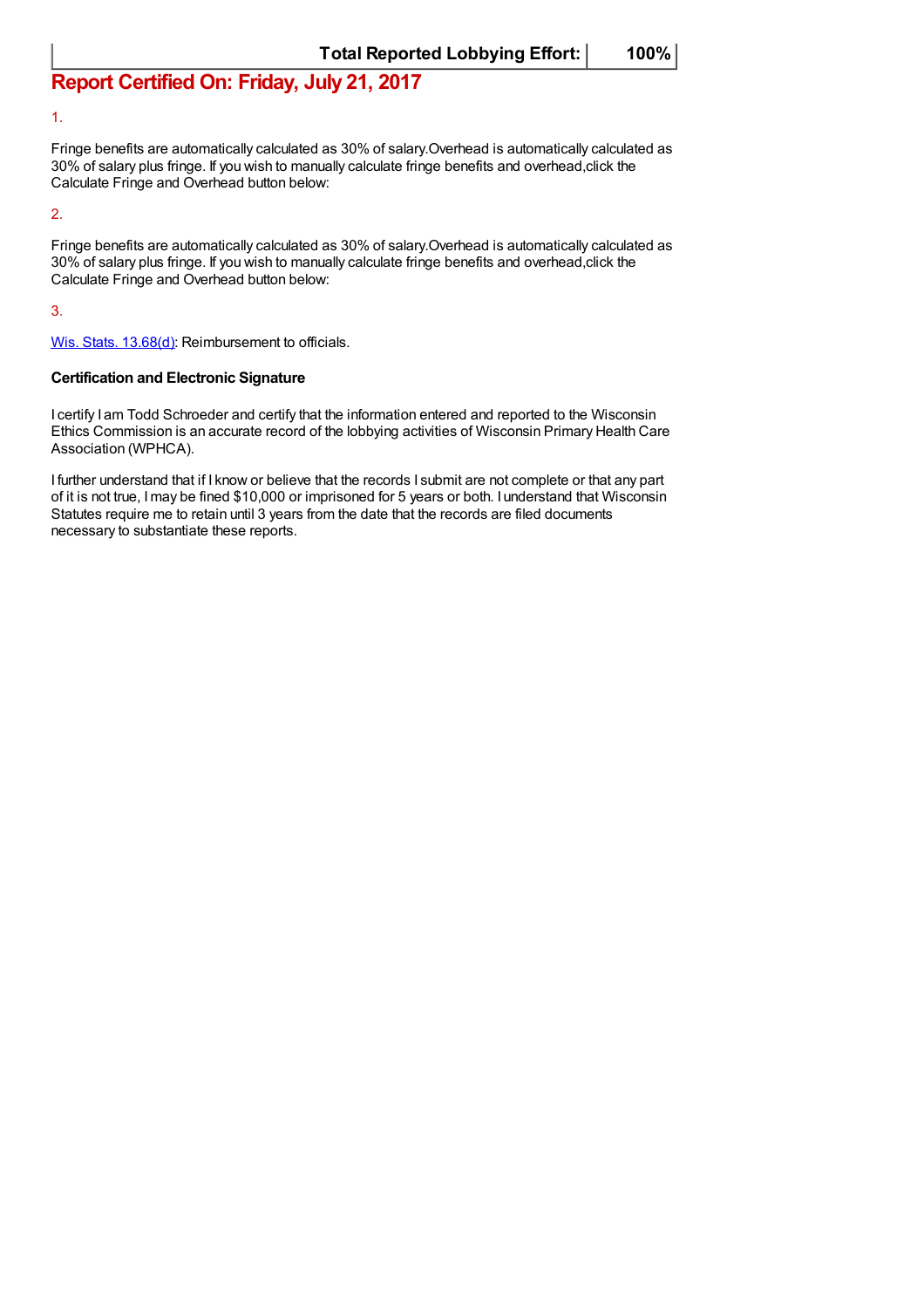| Total Reported Lobbying Effort: | 100% |
| --- | --- |

## Report Certified On: Friday, July 21, 2017

1.

Fringe benefits are automatically calculated as 30% of salary.Overhead is automatically calculated as 30% of salary plus fringe. If you wish to manually calculate fringe benefits and overhead,click the Calculate Fringe and Overhead button below:

2.

Fringe benefits are automatically calculated as 30% of salary.Overhead is automatically calculated as 30% of salary plus fringe. If you wish to manually calculate fringe benefits and overhead,click the Calculate Fringe and Overhead button below:

3.

Wis. Stats. 13.68(d): Reimbursement to officials.

**Certification and Electronic Signature**

I certify I am Todd Schroeder and certify that the information entered and reported to the Wisconsin Ethics Commission is an accurate record of the lobbying activities of Wisconsin Primary Health Care Association (WPHCA).

I further understand that if I know or believe that the records I submit are not complete or that any part of it is not true, I may be fined $10,000 or imprisoned for 5 years or both. I understand that Wisconsin Statutes require me to retain until 3 years from the date that the records are filed documents necessary to substantiate these reports.